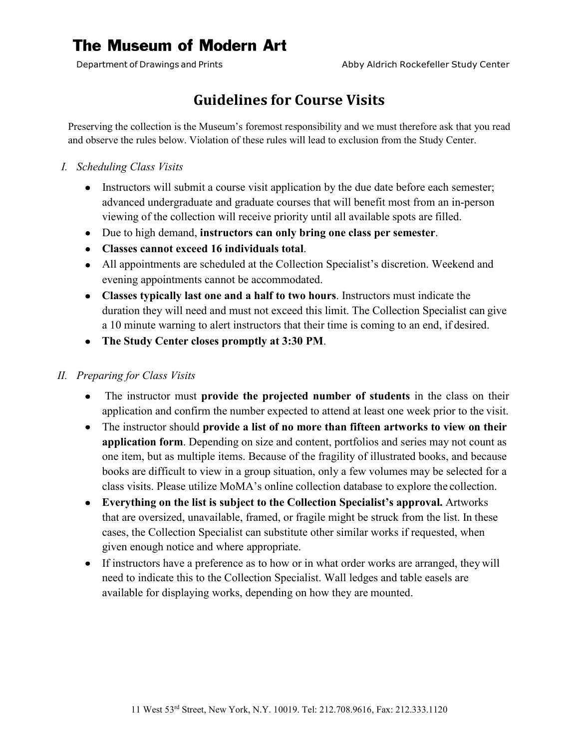# The Museum of Modern Art

Department of Drawings and Prints | Abby Aldrich Rockefeller Study Center

## Guidelines for Course Visits

Preserving the collection is the Museum's foremost responsibility and we must therefore ask that you read and observe the rules below. Violation of these rules will lead to exclusion from the Study Center.

### I. *Scheduling Class Visits*

- Instructors will submit a course visit application by the due date before each semester; advanced undergraduate and graduate courses that will benefit most from an in-person viewing of the collection will receive priority until all available spots are filled.
- Due to high demand, **instructors can only bring one class per semester**.
- **Classes cannot exceed 16 individuals total**.
- All appointments are scheduled at the Collection Specialist's discretion. Weekend and evening appointments cannot be accommodated.
- **Classes typically last one and a half to two hours**. Instructors must indicate the duration they will need and must not exceed this limit. The Collection Specialist can give a 10 minute warning to alert instructors that their time is coming to an end, if desired.
- **The Study Center closes promptly at 3:30 PM**.

### II. *Preparing for Class Visits*

- The instructor must **provide the projected number of students** in the class on their application and confirm the number expected to attend at least one week prior to the visit.
- The instructor should **provide a list of no more than fifteen artworks to view on their application form**. Depending on size and content, portfolios and series may not count as one item, but as multiple items. Because of the fragility of illustrated books, and because books are difficult to view in a group situation, only a few volumes may be selected for a class visits. Please utilize MoMA's online collection database to explore the collection.
- **Everything on the list is subject to the Collection Specialist's approval.** Artworks that are oversized, unavailable, framed, or fragile might be struck from the list. In these cases, the Collection Specialist can substitute other similar works if requested, when given enough notice and where appropriate.
- If instructors have a preference as to how or in what order works are arranged, they will need to indicate this to the Collection Specialist. Wall ledges and table easels are available for displaying works, depending on how they are mounted.

11 West 53rd Street, New York, N.Y. 10019. Tel: 212.708.9616, Fax: 212.333.1120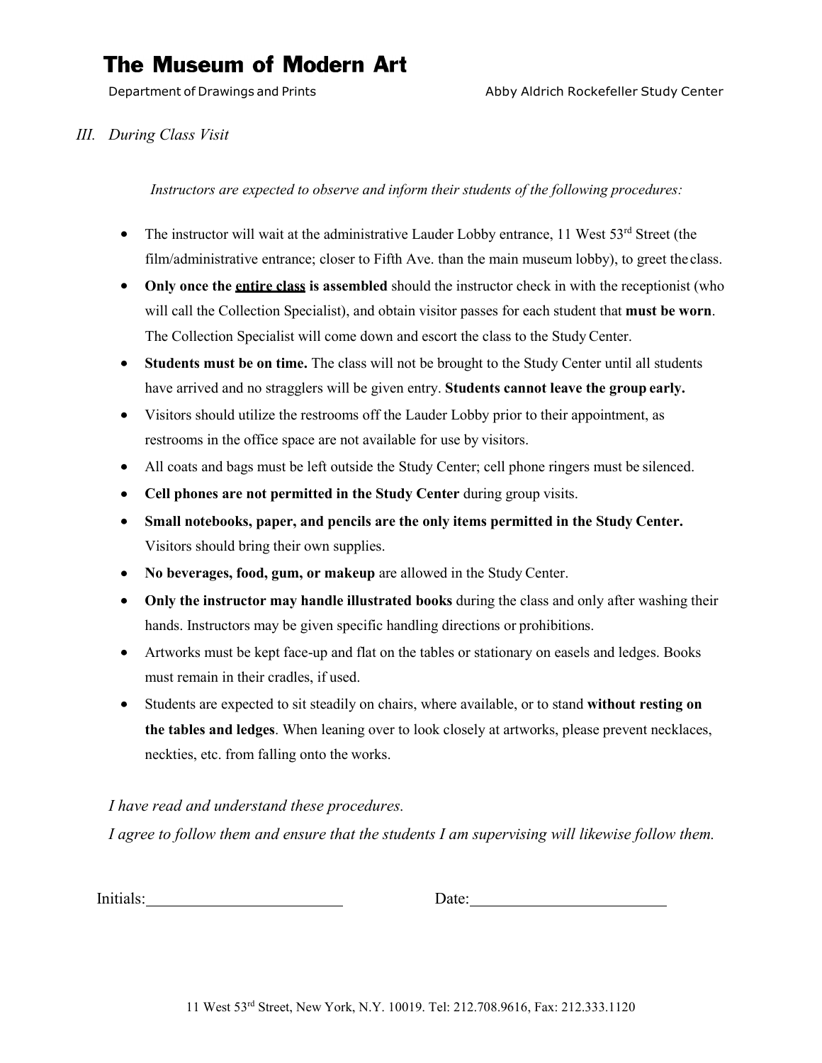# The Museum of Modern Art

Department of Drawings and Prints — Abby Aldrich Rockefeller Study Center

*III. During Class Visit*

*Instructors are expected to observe and inform their students of the following procedures:*

- The instructor will wait at the administrative Lauder Lobby entrance, 11 West 53rd Street (the film/administrative entrance; closer to Fifth Ave. than the main museum lobby), to greet the class.
- **Only once the <u>entire class</u> is assembled** should the instructor check in with the receptionist (who will call the Collection Specialist), and obtain visitor passes for each student that **must be worn**. The Collection Specialist will come down and escort the class to the Study Center.
- **Students must be on time.** The class will not be brought to the Study Center until all students have arrived and no stragglers will be given entry. **Students cannot leave the group early.**
- Visitors should utilize the restrooms off the Lauder Lobby prior to their appointment, as restrooms in the office space are not available for use by visitors.
- All coats and bags must be left outside the Study Center; cell phone ringers must be silenced.
- **Cell phones are not permitted in the Study Center** during group visits.
- **Small notebooks, paper, and pencils are the only items permitted in the Study Center.** Visitors should bring their own supplies.
- **No beverages, food, gum, or makeup** are allowed in the Study Center.
- **Only the instructor may handle illustrated books** during the class and only after washing their hands. Instructors may be given specific handling directions or prohibitions.
- Artworks must be kept face-up and flat on the tables or stationary on easels and ledges. Books must remain in their cradles, if used.
- Students are expected to sit steadily on chairs, where available, or to stand **without resting on the tables and ledges**. When leaning over to look closely at artworks, please prevent necklaces, neckties, etc. from falling onto the works.

*I have read and understand these procedures.*
*I agree to follow them and ensure that the students I am supervising will likewise follow them.*

Initials:\_\_\_\_\_\_\_\_\_\_\_\_\_\_\_\_\_\_\_\_\_\_\_\_ Date:\_\_\_\_\_\_\_\_\_\_\_\_\_\_\_\_\_\_\_\_\_\_\_\_

11 West 53rd Street, New York, N.Y. 10019. Tel: 212.708.9616, Fax: 212.333.1120